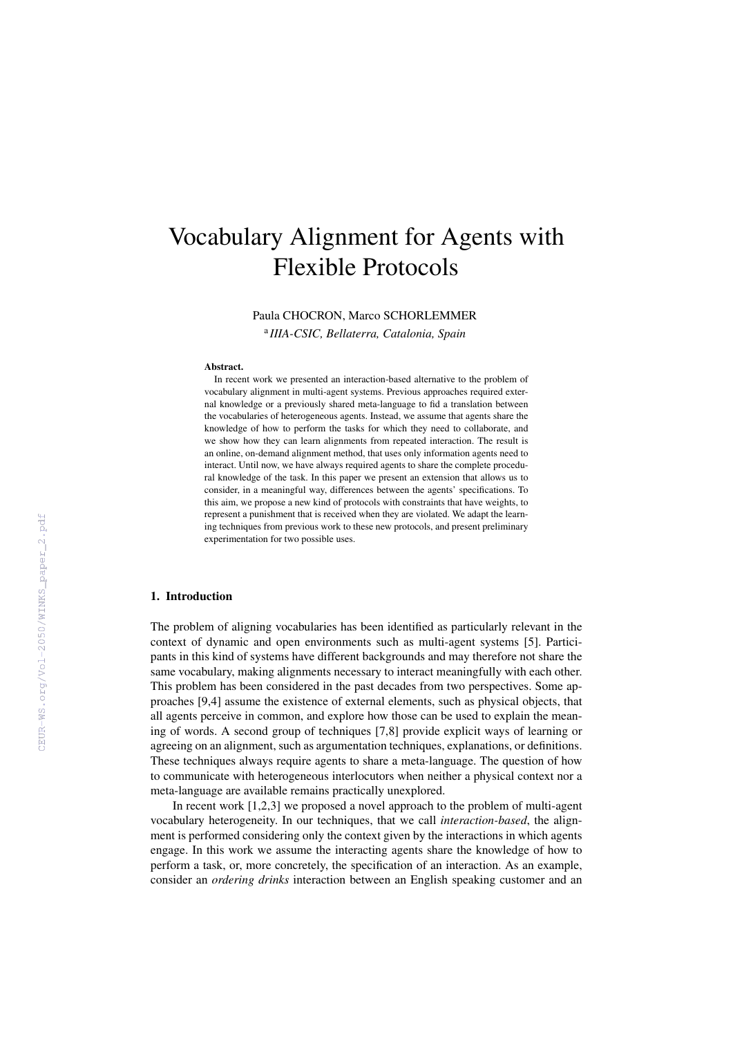# Vocabulary Alignment for Agents with Flexible Protocols

Paula CHOCRON, Marco SCHORLEMMER

[a] *IIIA-CSIC, Bellaterra, Catalonia, Spain*

**Abstract.**

In recent work we presented an interaction-based alternative to the problem of vocabulary alignment in multi-agent systems. Previous approaches required external knowledge or a previously shared meta-language to fid a translation between the vocabularies of heterogeneous agents. Instead, we assume that agents share the knowledge of how to perform the tasks for which they need to collaborate, and we show how they can learn alignments from repeated interaction. The result is an online, on-demand alignment method, that uses only information agents need to interact. Until now, we have always required agents to share the complete procedural knowledge of the task. In this paper we present an extension that allows us to consider, in a meaningful way, differences between the agents' specifications. To this aim, we propose a new kind of protocols with constraints that have weights, to represent a punishment that is received when they are violated. We adapt the learning techniques from previous work to these new protocols, and present preliminary experimentation for two possible uses.

## 1. Introduction

The problem of aligning vocabularies has been identified as particularly relevant in the context of dynamic and open environments such as multi-agent systems [5]. Participants in this kind of systems have different backgrounds and may therefore not share the same vocabulary, making alignments necessary to interact meaningfully with each other. This problem has been considered in the past decades from two perspectives. Some approaches [9,4] assume the existence of external elements, such as physical objects, that all agents perceive in common, and explore how those can be used to explain the meaning of words. A second group of techniques [7,8] provide explicit ways of learning or agreeing on an alignment, such as argumentation techniques, explanations, or definitions. These techniques always require agents to share a meta-language. The question of how to communicate with heterogeneous interlocutors when neither a physical context nor a meta-language are available remains practically unexplored.

In recent work [1,2,3] we proposed a novel approach to the problem of multi-agent vocabulary heterogeneity. In our techniques, that we call *interaction-based*, the alignment is performed considering only the context given by the interactions in which agents engage. In this work we assume the interacting agents share the knowledge of how to perform a task, or, more concretely, the specification of an interaction. As an example, consider an *ordering drinks* interaction between an English speaking customer and an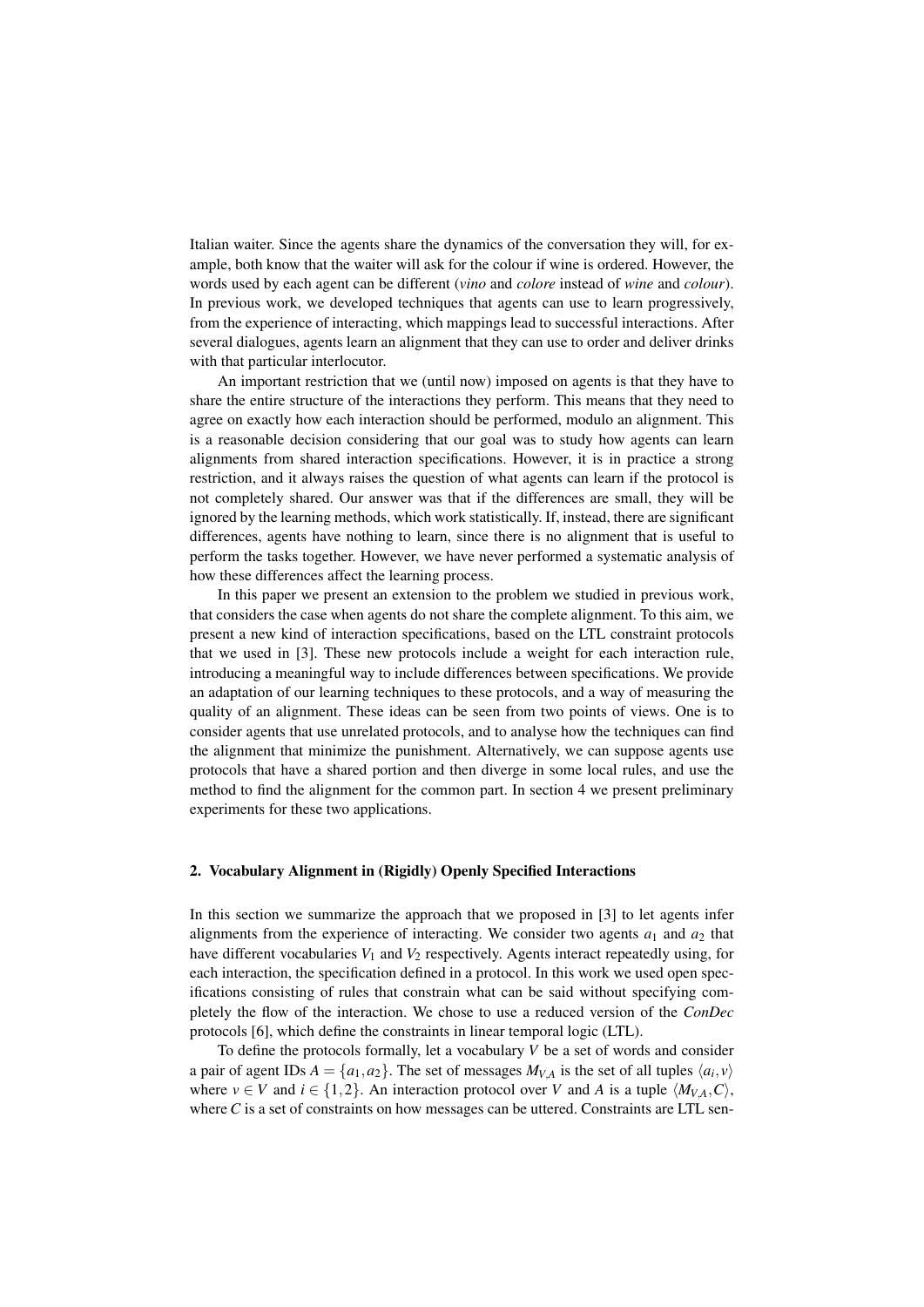Italian waiter. Since the agents share the dynamics of the conversation they will, for example, both know that the waiter will ask for the colour if wine is ordered. However, the words used by each agent can be different (*vino* and *colore* instead of *wine* and *colour*). In previous work, we developed techniques that agents can use to learn progressively, from the experience of interacting, which mappings lead to successful interactions. After several dialogues, agents learn an alignment that they can use to order and deliver drinks with that particular interlocutor.

An important restriction that we (until now) imposed on agents is that they have to share the entire structure of the interactions they perform. This means that they need to agree on exactly how each interaction should be performed, modulo an alignment. This is a reasonable decision considering that our goal was to study how agents can learn alignments from shared interaction specifications. However, it is in practice a strong restriction, and it always raises the question of what agents can learn if the protocol is not completely shared. Our answer was that if the differences are small, they will be ignored by the learning methods, which work statistically. If, instead, there are significant differences, agents have nothing to learn, since there is no alignment that is useful to perform the tasks together. However, we have never performed a systematic analysis of how these differences affect the learning process.

In this paper we present an extension to the problem we studied in previous work, that considers the case when agents do not share the complete alignment. To this aim, we present a new kind of interaction specifications, based on the LTL constraint protocols that we used in [3]. These new protocols include a weight for each interaction rule, introducing a meaningful way to include differences between specifications. We provide an adaptation of our learning techniques to these protocols, and a way of measuring the quality of an alignment. These ideas can be seen from two points of views. One is to consider agents that use unrelated protocols, and to analyse how the techniques can find the alignment that minimize the punishment. Alternatively, we can suppose agents use protocols that have a shared portion and then diverge in some local rules, and use the method to find the alignment for the common part. In section 4 we present preliminary experiments for these two applications.

## 2. Vocabulary Alignment in (Rigidly) Openly Specified Interactions

In this section we summarize the approach that we proposed in [3] to let agents infer alignments from the experience of interacting. We consider two agents $a_1$ and $a_2$ that have different vocabularies $V_1$ and $V_2$ respectively. Agents interact repeatedly using, for each interaction, the specification defined in a protocol. In this work we used open specifications consisting of rules that constrain what can be said without specifying completely the flow of the interaction. We chose to use a reduced version of the *ConDec* protocols [6], which define the constraints in linear temporal logic (LTL).

To define the protocols formally, let a vocabulary $V$ be a set of words and consider a pair of agent IDs $A = \{a_1, a_2\}$. The set of messages $M_{V,A}$ is the set of all tuples $\langle a_i, v \rangle$ where $v \in V$ and $i \in \{1, 2\}$. An interaction protocol over $V$ and $A$ is a tuple $\langle M_{V,A}, C \rangle$, where $C$ is a set of constraints on how messages can be uttered. Constraints are LTL sen-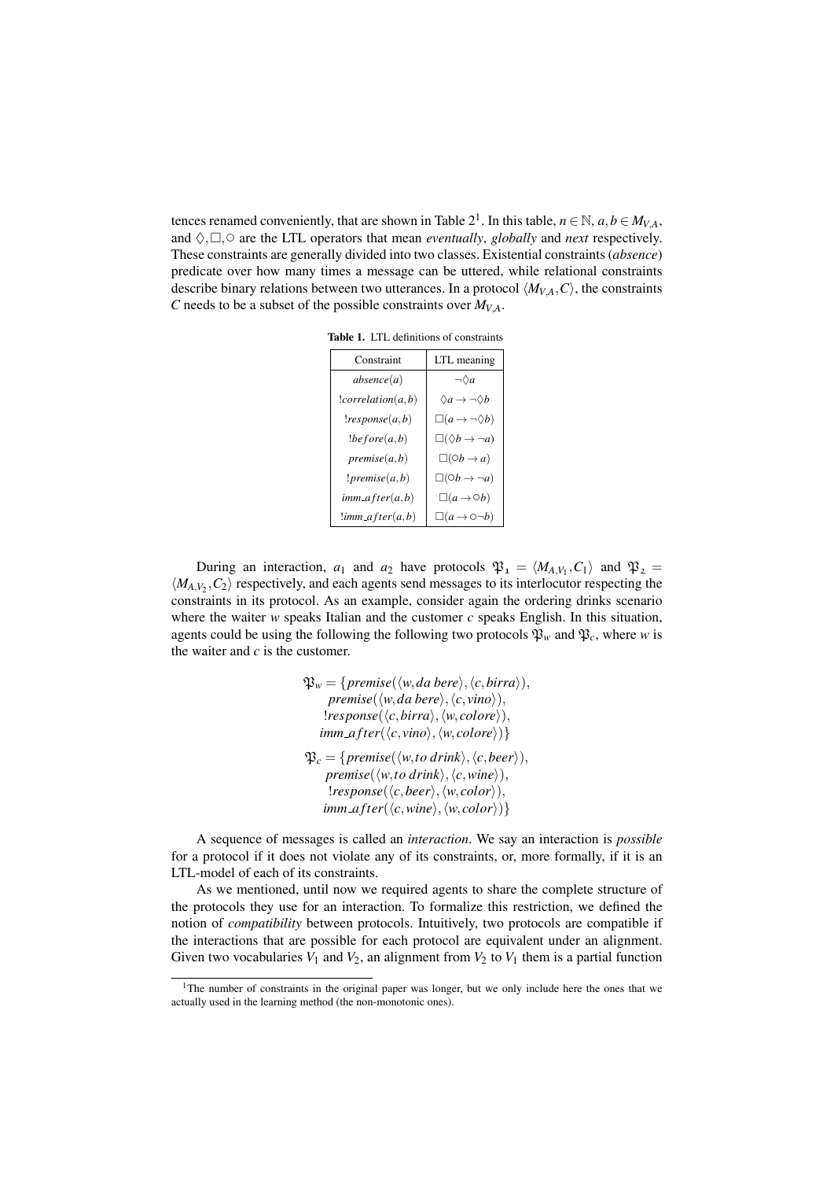tences renamed conveniently, that are shown in Table 2[1]. In this table, $n \in \mathbb{N}$, $a, b \in M_{V,A}$, and $\Diamond, \Box, \circ$ are the LTL operators that mean *eventually*, *globally* and *next* respectively. These constraints are generally divided into two classes. Existential constraints (*absence*) predicate over how many times a message can be uttered, while relational constraints describe binary relations between two utterances. In a protocol $\langle M_{V,A}, C\rangle$, the constraints $C$ needs to be a subset of the possible constraints over $M_{V,A}$.

**Table 1.** LTL definitions of constraints

| Constraint | LTL meaning |
|---|---|
| $absence(a)$ | $\neg\Diamond a$ |
| $!correlation(a,b)$ | $\Diamond a \rightarrow \neg\Diamond b$ |
| $!response(a,b)$ | $\Box(a \rightarrow \neg\Diamond b)$ |
| $!before(a,b)$ | $\Box(\Diamond b \rightarrow \neg a)$ |
| $premise(a,b)$ | $\Box(\circ b \rightarrow a)$ |
| $!premise(a,b)$ | $\Box(\circ b \rightarrow \neg a)$ |
| $imm\_after(a,b)$ | $\Box(a \rightarrow \circ b)$ |
| $!imm\_after(a,b)$ | $\Box(a \rightarrow \circ\neg b)$ |

During an interaction, $a_1$ and $a_2$ have protocols $\mathfrak{P}_1 = \langle M_{A,V_1}, C_1\rangle$ and $\mathfrak{P}_2 = \langle M_{A,V_2}, C_2\rangle$ respectively, and each agents send messages to its interlocutor respecting the constraints in its protocol. As an example, consider again the ordering drinks scenario where the waiter $w$ speaks Italian and the customer $c$ speaks English. In this situation, agents could be using the following the following two protocols $\mathfrak{P}_w$ and $\mathfrak{P}_c$, where $w$ is the waiter and $c$ is the customer.

$$\begin{aligned}
\mathfrak{P}_w = \{&premise(\langle w, da\ bere\rangle, \langle c, birra\rangle),\\
&premise(\langle w, da\ bere\rangle, \langle c, vino\rangle),\\
&!response(\langle c, birra\rangle, \langle w, colore\rangle),\\
&imm\_after(\langle c, vino\rangle, \langle w, colore\rangle)\}\\
\mathfrak{P}_c = \{&premise(\langle w, to\ drink\rangle, \langle c, beer\rangle),\\
&premise(\langle w, to\ drink\rangle, \langle c, wine\rangle),\\
&!response(\langle c, beer\rangle, \langle w, color\rangle),\\
&imm\_after(\langle c, wine\rangle, \langle w, color\rangle)\}
\end{aligned}$$

A sequence of messages is called an *interaction*. We say an interaction is *possible* for a protocol if it does not violate any of its constraints, or, more formally, if it is an LTL-model of each of its constraints.

As we mentioned, until now we required agents to share the complete structure of the protocols they use for an interaction. To formalize this restriction, we defined the notion of *compatibility* between protocols. Intuitively, two protocols are compatible if the interactions that are possible for each protocol are equivalent under an alignment. Given two vocabularies $V_1$ and $V_2$, an alignment from $V_2$ to $V_1$ them is a partial function

[1] The number of constraints in the original paper was longer, but we only include here the ones that we actually used in the learning method (the non-monotonic ones).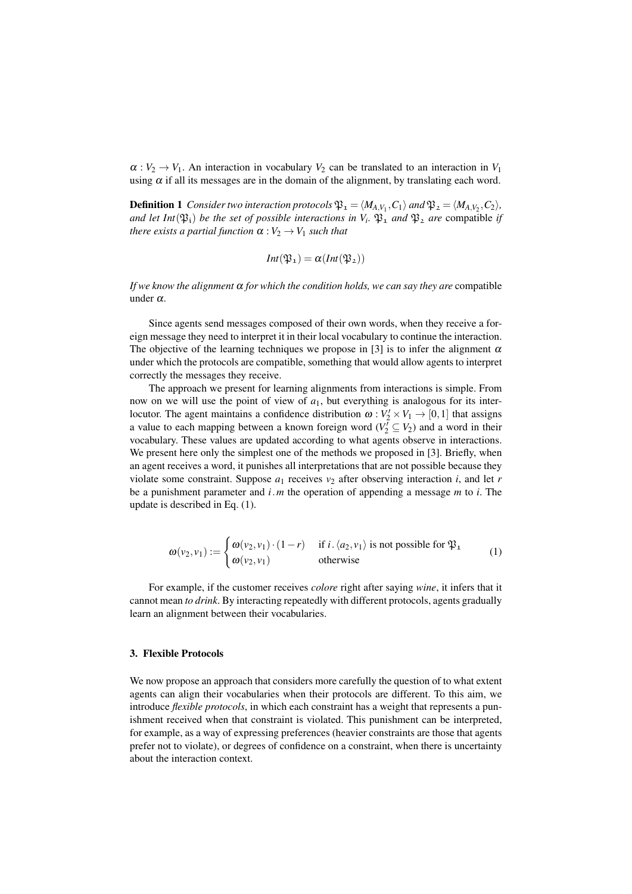$\alpha : V_2 \rightarrow V_1$. An interaction in vocabulary $V_2$ can be translated to an interaction in $V_1$ using $\alpha$ if all its messages are in the domain of the alignment, by translating each word.

**Definition 1** *Consider two interaction protocols $\mathfrak{P}_1 = \langle M_{A,V_1}, C_1 \rangle$ and $\mathfrak{P}_2 = \langle M_{A,V_2}, C_2 \rangle$, and let $Int(\mathfrak{P}_i)$ be the set of possible interactions in $V_i$. $\mathfrak{P}_1$ and $\mathfrak{P}_2$ are* compatible *if there exists a partial function $\alpha : V_2 \rightarrow V_1$ such that*

$$Int(\mathfrak{P}_1) = \alpha(Int(\mathfrak{P}_2))$$

*If we know the alignment $\alpha$ for which the condition holds, we can say they are* compatible under $\alpha$.

Since agents send messages composed of their own words, when they receive a foreign message they need to interpret it in their local vocabulary to continue the interaction. The objective of the learning techniques we propose in [3] is to infer the alignment $\alpha$ under which the protocols are compatible, something that would allow agents to interpret correctly the messages they receive.

The approach we present for learning alignments from interactions is simple. From now on we will use the point of view of $a_1$, but everything is analogous for its interlocutor. The agent maintains a confidence distribution $\omega : V_2' \times V_1 \rightarrow [0,1]$ that assigns a value to each mapping between a known foreign word ($V_2' \subseteq V_2$) and a word in their vocabulary. These values are updated according to what agents observe in interactions. We present here only the simplest one of the methods we proposed in [3]. Briefly, when an agent receives a word, it punishes all interpretations that are not possible because they violate some constraint. Suppose $a_1$ receives $v_2$ after observing interaction $i$, and let $r$ be a punishment parameter and $i\,.\,m$ the operation of appending a message $m$ to $i$. The update is described in Eq. (1).

$$\omega(v_2, v_1) := \begin{cases} \omega(v_2, v_1) \cdot (1-r) & \text{if } i\,.\,\langle a_2, v_1 \rangle \text{ is not possible for } \mathfrak{P}_1 \\ \omega(v_2, v_1) & \text{otherwise} \end{cases} \tag{1}$$

For example, if the customer receives *colore* right after saying *wine*, it infers that it cannot mean *to drink*. By interacting repeatedly with different protocols, agents gradually learn an alignment between their vocabularies.

## 3. Flexible Protocols

We now propose an approach that considers more carefully the question of to what extent agents can align their vocabularies when their protocols are different. To this aim, we introduce *flexible protocols*, in which each constraint has a weight that represents a punishment received when that constraint is violated. This punishment can be interpreted, for example, as a way of expressing preferences (heavier constraints are those that agents prefer not to violate), or degrees of confidence on a constraint, when there is uncertainty about the interaction context.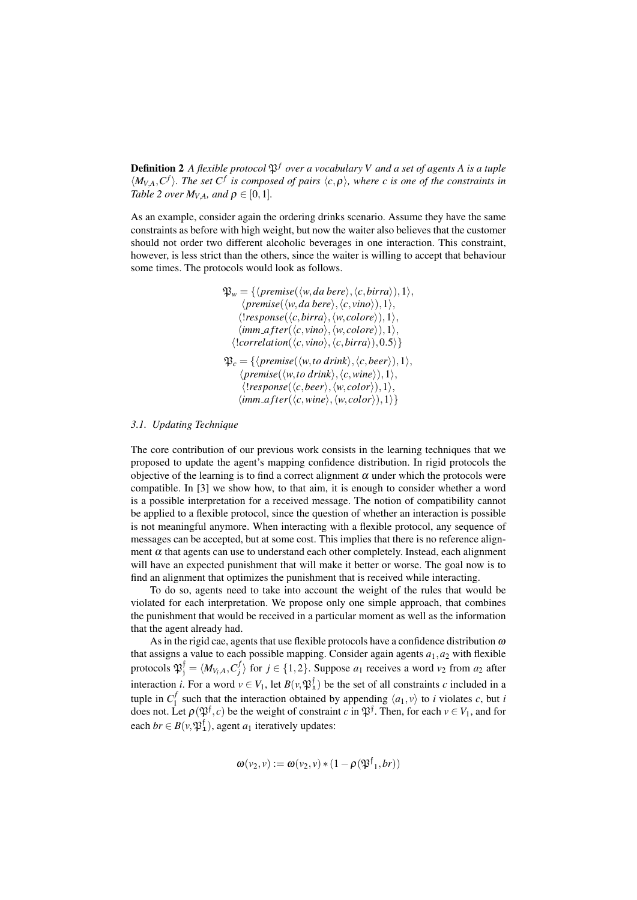**Definition 2** *A flexible protocol $\mathfrak{P}^f$ over a vocabulary V and a set of agents A is a tuple $\langle M_{V,A}, C^f \rangle$. The set $C^f$ is composed of pairs $\langle c, \rho \rangle$, where c is one of the constraints in Table 2 over $M_{V,A}$, and $\rho \in [0,1]$.*

As an example, consider again the ordering drinks scenario. Assume they have the same constraints as before with high weight, but now the waiter also believes that the customer should not order two different alcoholic beverages in one interaction. This constraint, however, is less strict than the others, since the waiter is willing to accept that behaviour some times. The protocols would look as follows.

$$\begin{aligned}
\mathfrak{P}_w = \{ & \langle premise(\langle w, da\ bere \rangle, \langle c, birra \rangle), 1 \rangle, \\
& \langle premise(\langle w, da\ bere \rangle, \langle c, vino \rangle), 1 \rangle, \\
& \langle !response(\langle c, birra \rangle, \langle w, colore \rangle), 1 \rangle, \\
& \langle imm\_after(\langle c, vino \rangle, \langle w, colore \rangle), 1 \rangle, \\
& \langle !correlation(\langle c, vino \rangle, \langle c, birra \rangle), 0.5 \rangle \}
\end{aligned}$$

$$\begin{aligned}
\mathfrak{P}_c = \{ & \langle premise(\langle w, to\ drink \rangle, \langle c, beer \rangle), 1 \rangle, \\
& \langle premise(\langle w, to\ drink \rangle, \langle c, wine \rangle), 1 \rangle, \\
& \langle !response(\langle c, beer \rangle, \langle w, color \rangle), 1 \rangle, \\
& \langle imm\_after(\langle c, wine \rangle, \langle w, color \rangle), 1 \rangle \}
\end{aligned}$$

### *3.1. Updating Technique*

The core contribution of our previous work consists in the learning techniques that we proposed to update the agent's mapping confidence distribution. In rigid protocols the objective of the learning is to find a correct alignment $\alpha$ under which the protocols were compatible. In [3] we show how, to that aim, it is enough to consider whether a word is a possible interpretation for a received message. The notion of compatibility cannot be applied to a flexible protocol, since the question of whether an interaction is possible is not meaningful anymore. When interacting with a flexible protocol, any sequence of messages can be accepted, but at some cost. This implies that there is no reference alignment $\alpha$ that agents can use to understand each other completely. Instead, each alignment will have an expected punishment that will make it better or worse. The goal now is to find an alignment that optimizes the punishment that is received while interacting.

To do so, agents need to take into account the weight of the rules that would be violated for each interpretation. We propose only one simple approach, that combines the punishment that would be received in a particular moment as well as the information that the agent already had.

As in the rigid cae, agents that use flexible protocols have a confidence distribution $\omega$ that assigns a value to each possible mapping. Consider again agents $a_1, a_2$ with flexible protocols $\mathfrak{P}^{\mathfrak{f}}_{\mathfrak{j}} = \langle M_{V_i,A}, C^f_j \rangle$ for $j \in \{1,2\}$. Suppose $a_1$ receives a word $v_2$ from $a_2$ after interaction *i*. For a word $v \in V_1$, let $B(v, \mathfrak{P}^{\mathfrak{f}}_{\mathfrak{1}})$ be the set of all constraints *c* included in a tuple in $C^f_1$ such that the interaction obtained by appending $\langle a_1, v \rangle$ to *i* violates *c*, but *i* does not. Let $\rho(\mathfrak{P}^{\mathfrak{f}}, c)$ be the weight of constraint *c* in $\mathfrak{P}^{\mathfrak{f}}$. Then, for each $v \in V_1$, and for each $br \in B(v, \mathfrak{P}^{\mathfrak{f}}_{\mathfrak{1}})$, agent $a_1$ iteratively updates:

$$\omega(v_2, v) := \omega(v_2, v) * (1 - \rho(\mathfrak{P}^{\mathfrak{f}}{}_1, br))$$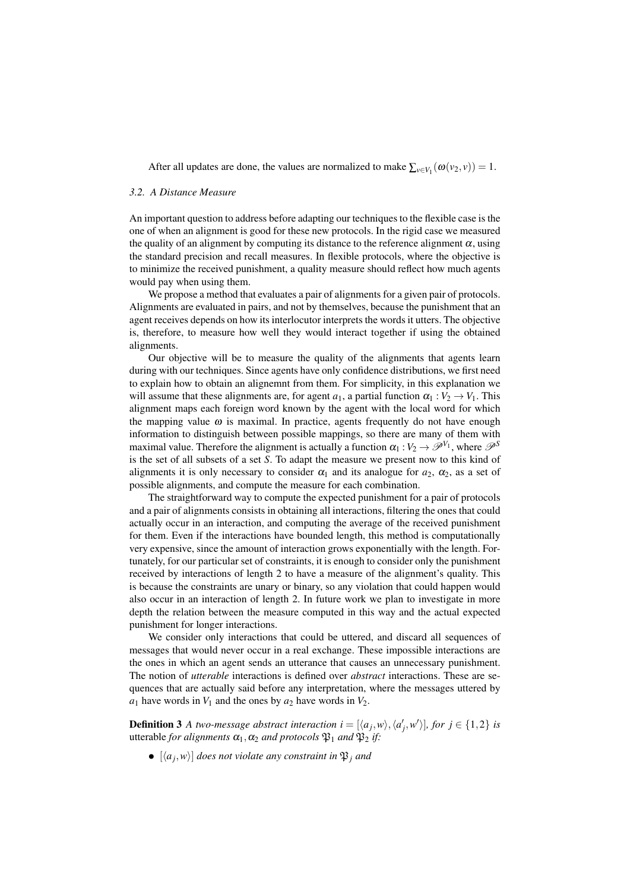After all updates are done, the values are normalized to make $\sum_{v \in V_1}(\omega(v_2, v)) = 1$.

### *3.2. A Distance Measure*

An important question to address before adapting our techniques to the flexible case is the one of when an alignment is good for these new protocols. In the rigid case we measured the quality of an alignment by computing its distance to the reference alignment $\alpha$, using the standard precision and recall measures. In flexible protocols, where the objective is to minimize the received punishment, a quality measure should reflect how much agents would pay when using them.

We propose a method that evaluates a pair of alignments for a given pair of protocols. Alignments are evaluated in pairs, and not by themselves, because the punishment that an agent receives depends on how its interlocutor interprets the words it utters. The objective is, therefore, to measure how well they would interact together if using the obtained alignments.

Our objective will be to measure the quality of the alignments that agents learn during with our techniques. Since agents have only confidence distributions, we first need to explain how to obtain an alignemnt from them. For simplicity, in this explanation we will assume that these alignments are, for agent $a_1$, a partial function $\alpha_1 : V_2 \to V_1$. This alignment maps each foreign word known by the agent with the local word for which the mapping value $\omega$ is maximal. In practice, agents frequently do not have enough information to distinguish between possible mappings, so there are many of them with maximal value. Therefore the alignment is actually a function $\alpha_1 : V_2 \to \mathscr{P}^{V_1}$, where $\mathscr{P}^S$ is the set of all subsets of a set $S$. To adapt the measure we present now to this kind of alignments it is only necessary to consider $\alpha_1$ and its analogue for $a_2$, $\alpha_2$, as a set of possible alignments, and compute the measure for each combination.

The straightforward way to compute the expected punishment for a pair of protocols and a pair of alignments consists in obtaining all interactions, filtering the ones that could actually occur in an interaction, and computing the average of the received punishment for them. Even if the interactions have bounded length, this method is computationally very expensive, since the amount of interaction grows exponentially with the length. Fortunately, for our particular set of constraints, it is enough to consider only the punishment received by interactions of length 2 to have a measure of the alignment's quality. This is because the constraints are unary or binary, so any violation that could happen would also occur in an interaction of length 2. In future work we plan to investigate in more depth the relation between the measure computed in this way and the actual expected punishment for longer interactions.

We consider only interactions that could be uttered, and discard all sequences of messages that would never occur in a real exchange. These impossible interactions are the ones in which an agent sends an utterance that causes an unnecessary punishment. The notion of *utterable* interactions is defined over *abstract* interactions. These are sequences that are actually said before any interpretation, where the messages uttered by $a_1$ have words in $V_1$ and the ones by $a_2$ have words in $V_2$.

**Definition 3** *A two-message abstract interaction* $i = [\langle a_j, w\rangle, \langle a'_j, w'\rangle]$, *for* $j \in \{1,2\}$ *is* utterable *for alignments* $\alpha_1, \alpha_2$ *and protocols* $\mathfrak{P}_1$ *and* $\mathfrak{P}_2$ *if:*

- $[\langle a_j, w\rangle]$ *does not violate any constraint in* $\mathfrak{P}_j$ *and*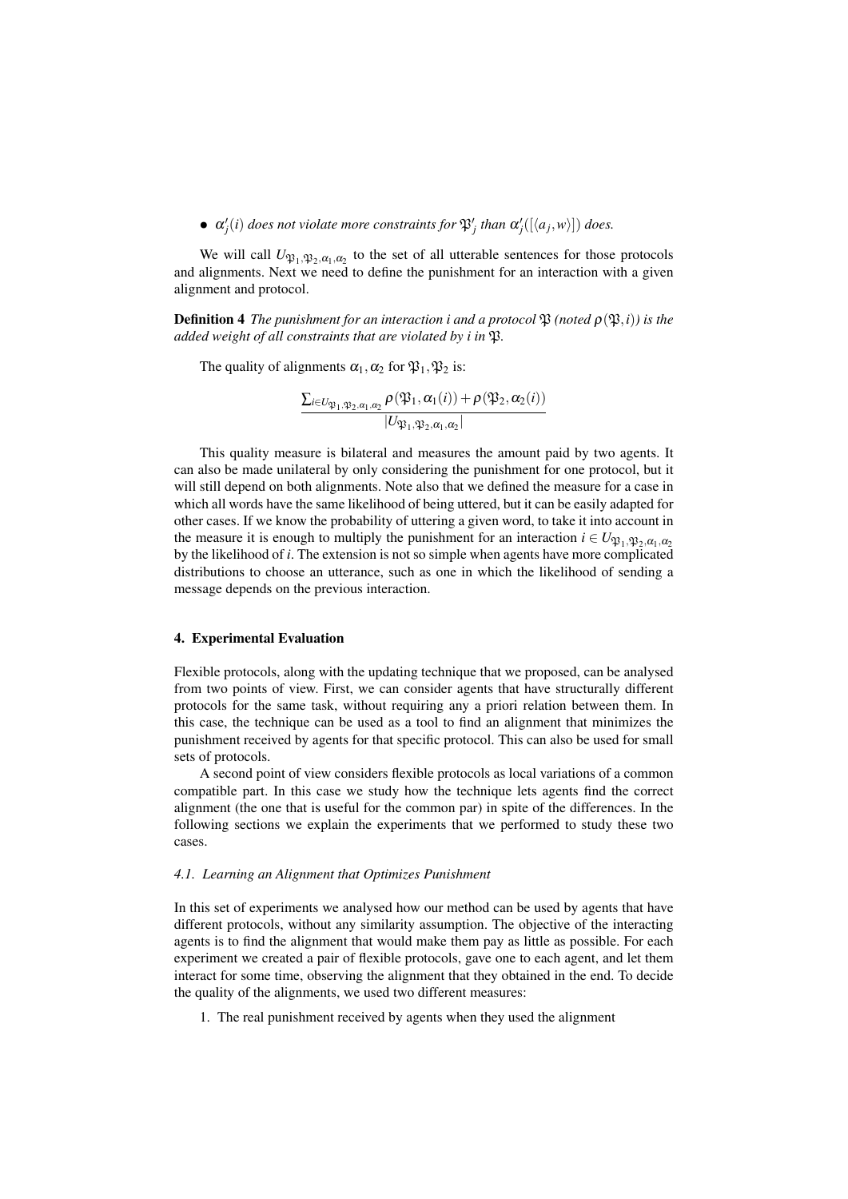- $\alpha'_j(i)$ *does not violate more constraints for* $\mathfrak{P}'_j$ *than* $\alpha'_j([\langle a_j, w \rangle])$ *does.*

We will call $U_{\mathfrak{P}_1,\mathfrak{P}_2,\alpha_1,\alpha_2}$ to the set of all utterable sentences for those protocols and alignments. Next we need to define the punishment for an interaction with a given alignment and protocol.

**Definition 4** *The punishment for an interaction i and a protocol* $\mathfrak{P}$ *(noted* $\rho(\mathfrak{P}, i)$*) is the added weight of all constraints that are violated by i in* $\mathfrak{P}$*.*

The quality of alignments $\alpha_1, \alpha_2$ for $\mathfrak{P}_1, \mathfrak{P}_2$ is:

$$\frac{\sum_{i \in U_{\mathfrak{P}_1,\mathfrak{P}_2,\alpha_1,\alpha_2}} \rho(\mathfrak{P}_1, \alpha_1(i)) + \rho(\mathfrak{P}_2, \alpha_2(i))}{|U_{\mathfrak{P}_1,\mathfrak{P}_2,\alpha_1,\alpha_2}|}$$

This quality measure is bilateral and measures the amount paid by two agents. It can also be made unilateral by only considering the punishment for one protocol, but it will still depend on both alignments. Note also that we defined the measure for a case in which all words have the same likelihood of being uttered, but it can be easily adapted for other cases. If we know the probability of uttering a given word, to take it into account in the measure it is enough to multiply the punishment for an interaction $i \in U_{\mathfrak{P}_1,\mathfrak{P}_2,\alpha_1,\alpha_2}$ by the likelihood of $i$. The extension is not so simple when agents have more complicated distributions to choose an utterance, such as one in which the likelihood of sending a message depends on the previous interaction.

## 4. Experimental Evaluation

Flexible protocols, along with the updating technique that we proposed, can be analysed from two points of view. First, we can consider agents that have structurally different protocols for the same task, without requiring any a priori relation between them. In this case, the technique can be used as a tool to find an alignment that minimizes the punishment received by agents for that specific protocol. This can also be used for small sets of protocols.

A second point of view considers flexible protocols as local variations of a common compatible part. In this case we study how the technique lets agents find the correct alignment (the one that is useful for the common par) in spite of the differences. In the following sections we explain the experiments that we performed to study these two cases.

### *4.1. Learning an Alignment that Optimizes Punishment*

In this set of experiments we analysed how our method can be used by agents that have different protocols, without any similarity assumption. The objective of the interacting agents is to find the alignment that would make them pay as little as possible. For each experiment we created a pair of flexible protocols, gave one to each agent, and let them interact for some time, observing the alignment that they obtained in the end. To decide the quality of the alignments, we used two different measures:

1. The real punishment received by agents when they used the alignment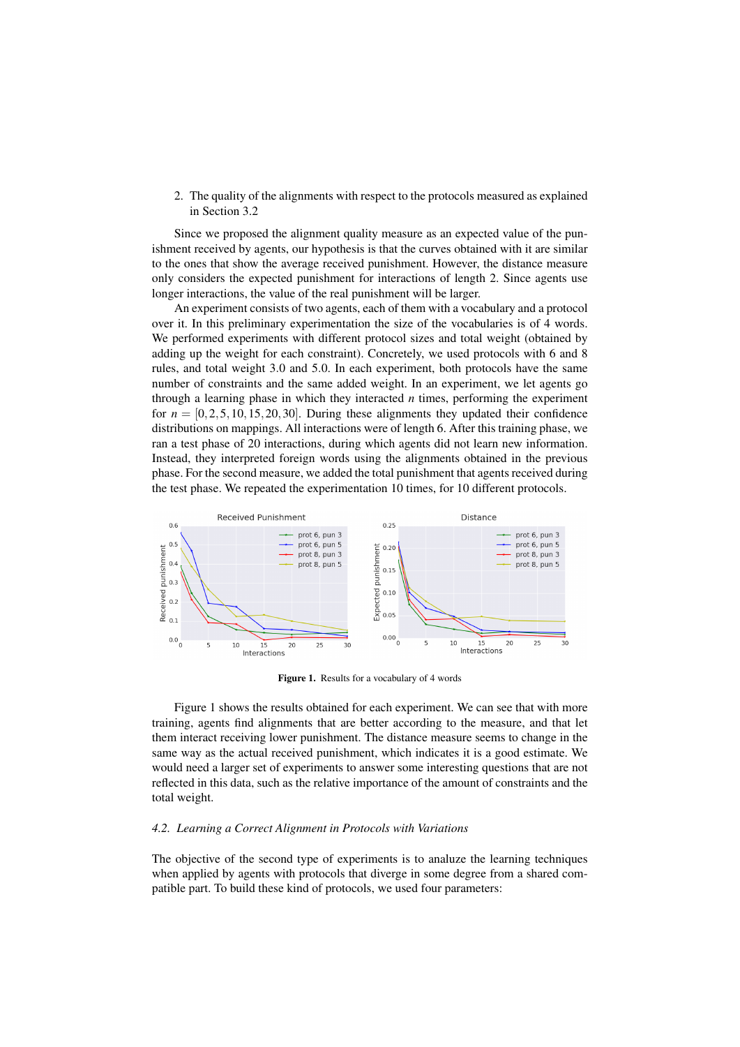2. The quality of the alignments with respect to the protocols measured as explained in Section 3.2

Since we proposed the alignment quality measure as an expected value of the punishment received by agents, our hypothesis is that the curves obtained with it are similar to the ones that show the average received punishment. However, the distance measure only considers the expected punishment for interactions of length 2. Since agents use longer interactions, the value of the real punishment will be larger.

An experiment consists of two agents, each of them with a vocabulary and a protocol over it. In this preliminary experimentation the size of the vocabularies is of 4 words. We performed experiments with different protocol sizes and total weight (obtained by adding up the weight for each constraint). Concretely, we used protocols with 6 and 8 rules, and total weight 3.0 and 5.0. In each experiment, both protocols have the same number of constraints and the same added weight. In an experiment, we let agents go through a learning phase in which they interacted $n$ times, performing the experiment for $n = [0, 2, 5, 10, 15, 20, 30]$. During these alignments they updated their confidence distributions on mappings. All interactions were of length 6. After this training phase, we ran a test phase of 20 interactions, during which agents did not learn new information. Instead, they interpreted foreign words using the alignments obtained in the previous phase. For the second measure, we added the total punishment that agents received during the test phase. We repeated the experimentation 10 times, for 10 different protocols.

**Figure 1.** Results for a vocabulary of 4 words

Figure 1 shows the results obtained for each experiment. We can see that with more training, agents find alignments that are better according to the measure, and that let them interact receiving lower punishment. The distance measure seems to change in the same way as the actual received punishment, which indicates it is a good estimate. We would need a larger set of experiments to answer some interesting questions that are not reflected in this data, such as the relative importance of the amount of constraints and the total weight.

### *4.2. Learning a Correct Alignment in Protocols with Variations*

The objective of the second type of experiments is to analuze the learning techniques when applied by agents with protocols that diverge in some degree from a shared compatible part. To build these kind of protocols, we used four parameters: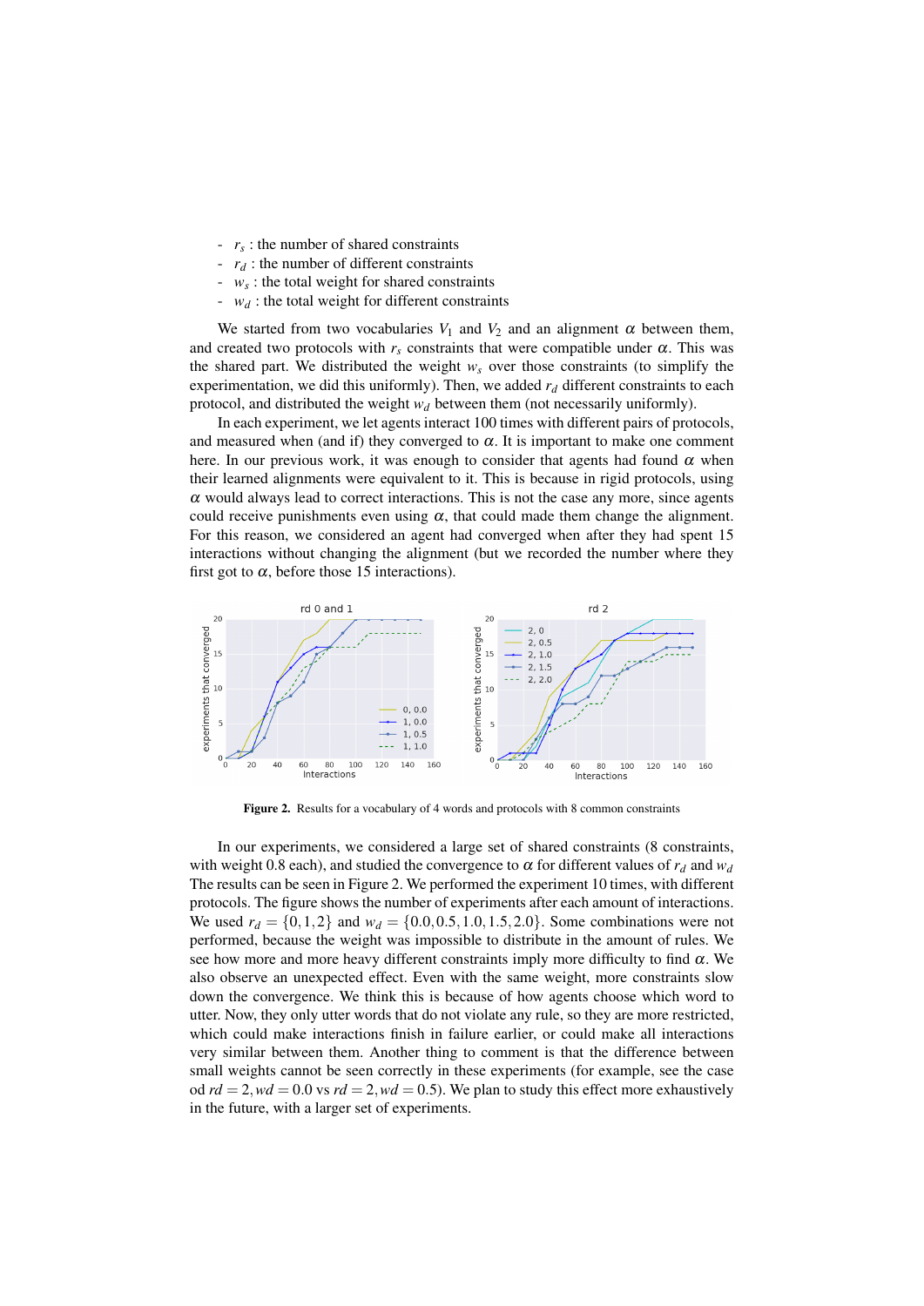- $r_s$ : the number of shared constraints
- $r_d$ : the number of different constraints
- $w_s$ : the total weight for shared constraints
- $w_d$ : the total weight for different constraints

We started from two vocabularies $V_1$ and $V_2$ and an alignment $\alpha$ between them, and created two protocols with $r_s$ constraints that were compatible under $\alpha$. This was the shared part. We distributed the weight $w_s$ over those constraints (to simplify the experimentation, we did this uniformly). Then, we added $r_d$ different constraints to each protocol, and distributed the weight $w_d$ between them (not necessarily uniformly).

In each experiment, we let agents interact 100 times with different pairs of protocols, and measured when (and if) they converged to $\alpha$. It is important to make one comment here. In our previous work, it was enough to consider that agents had found $\alpha$ when their learned alignments were equivalent to it. This is because in rigid protocols, using $\alpha$ would always lead to correct interactions. This is not the case any more, since agents could receive punishments even using $\alpha$, that could made them change the alignment. For this reason, we considered an agent had converged when after they had spent 15 interactions without changing the alignment (but we recorded the number where they first got to $\alpha$, before those 15 interactions).

**Figure 2.** Results for a vocabulary of 4 words and protocols with 8 common constraints

In our experiments, we considered a large set of shared constraints (8 constraints, with weight 0.8 each), and studied the convergence to $\alpha$ for different values of $r_d$ and $w_d$ The results can be seen in Figure 2. We performed the experiment 10 times, with different protocols. The figure shows the number of experiments after each amount of interactions. We used $r_d = \{0, 1, 2\}$ and $w_d = \{0.0, 0.5, 1.0, 1.5, 2.0\}$. Some combinations were not performed, because the weight was impossible to distribute in the amount of rules. We see how more and more heavy different constraints imply more difficulty to find $\alpha$. We also observe an unexpected effect. Even with the same weight, more constraints slow down the convergence. We think this is because of how agents choose which word to utter. Now, they only utter words that do not violate any rule, so they are more restricted, which could make interactions finish in failure earlier, or could make all interactions very similar between them. Another thing to comment is that the difference between small weights cannot be seen correctly in these experiments (for example, see the case od $rd = 2, wd = 0.0$ vs $rd = 2, wd = 0.5$). We plan to study this effect more exhaustively in the future, with a larger set of experiments.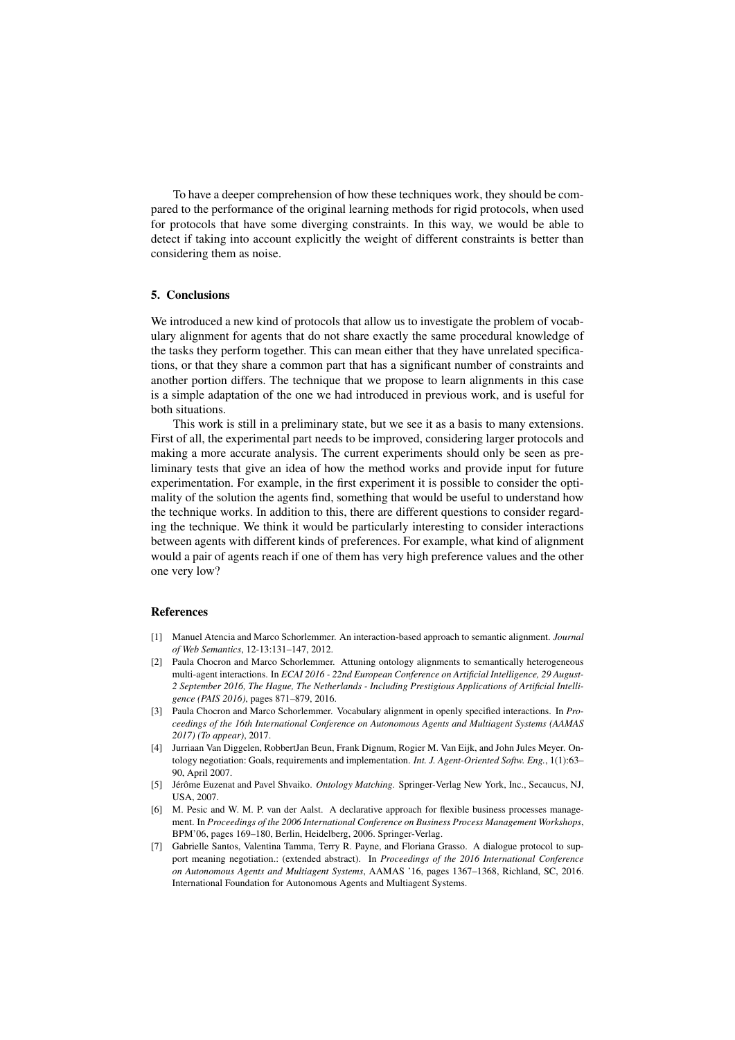To have a deeper comprehension of how these techniques work, they should be compared to the performance of the original learning methods for rigid protocols, when used for protocols that have some diverging constraints. In this way, we would be able to detect if taking into account explicitly the weight of different constraints is better than considering them as noise.

## 5. Conclusions

We introduced a new kind of protocols that allow us to investigate the problem of vocabulary alignment for agents that do not share exactly the same procedural knowledge of the tasks they perform together. This can mean either that they have unrelated specifications, or that they share a common part that has a significant number of constraints and another portion differs. The technique that we propose to learn alignments in this case is a simple adaptation of the one we had introduced in previous work, and is useful for both situations.

This work is still in a preliminary state, but we see it as a basis to many extensions. First of all, the experimental part needs to be improved, considering larger protocols and making a more accurate analysis. The current experiments should only be seen as preliminary tests that give an idea of how the method works and provide input for future experimentation. For example, in the first experiment it is possible to consider the optimality of the solution the agents find, something that would be useful to understand how the technique works. In addition to this, there are different questions to consider regarding the technique. We think it would be particularly interesting to consider interactions between agents with different kinds of preferences. For example, what kind of alignment would a pair of agents reach if one of them has very high preference values and the other one very low?

## References

[1] Manuel Atencia and Marco Schorlemmer. An interaction-based approach to semantic alignment. *Journal of Web Semantics*, 12-13:131–147, 2012.

[2] Paula Chocron and Marco Schorlemmer. Attuning ontology alignments to semantically heterogeneous multi-agent interactions. In *ECAI 2016 - 22nd European Conference on Artificial Intelligence, 29 August-2 September 2016, The Hague, The Netherlands - Including Prestigious Applications of Artificial Intelligence (PAIS 2016)*, pages 871–879, 2016.

[3] Paula Chocron and Marco Schorlemmer. Vocabulary alignment in openly specified interactions. In *Proceedings of the 16th International Conference on Autonomous Agents and Multiagent Systems (AAMAS 2017) (To appear)*, 2017.

[4] Jurriaan Van Diggelen, RobbertJan Beun, Frank Dignum, Rogier M. Van Eijk, and John Jules Meyer. Ontology negotiation: Goals, requirements and implementation. *Int. J. Agent-Oriented Softw. Eng.*, 1(1):63–90, April 2007.

[5] Jérôme Euzenat and Pavel Shvaiko. *Ontology Matching*. Springer-Verlag New York, Inc., Secaucus, NJ, USA, 2007.

[6] M. Pesic and W. M. P. van der Aalst. A declarative approach for flexible business processes management. In *Proceedings of the 2006 International Conference on Business Process Management Workshops*, BPM'06, pages 169–180, Berlin, Heidelberg, 2006. Springer-Verlag.

[7] Gabrielle Santos, Valentina Tamma, Terry R. Payne, and Floriana Grasso. A dialogue protocol to support meaning negotiation.: (extended abstract). In *Proceedings of the 2016 International Conference on Autonomous Agents and Multiagent Systems*, AAMAS '16, pages 1367–1368, Richland, SC, 2016. International Foundation for Autonomous Agents and Multiagent Systems.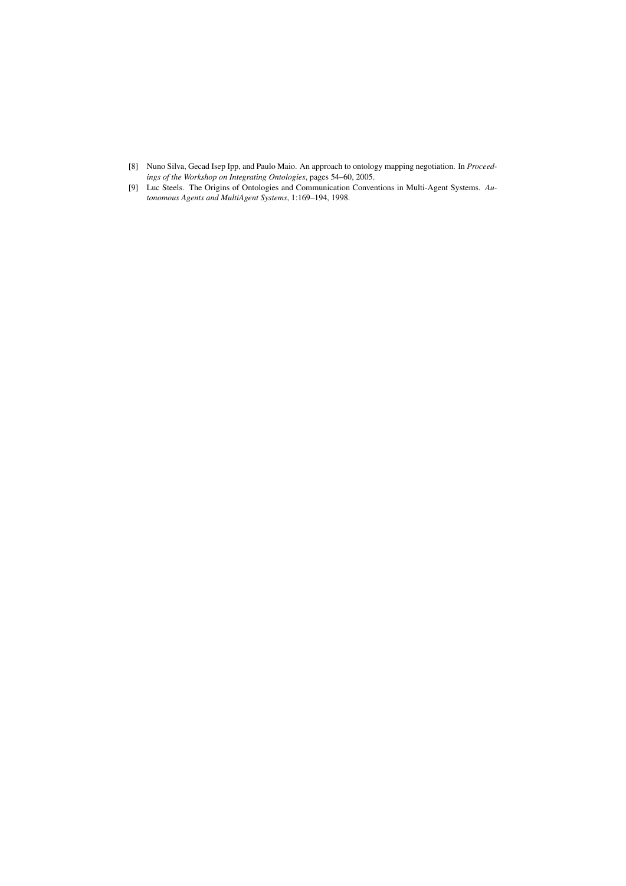[8] Nuno Silva, Gecad Isep Ipp, and Paulo Maio. An approach to ontology mapping negotiation. In *Proceedings of the Workshop on Integrating Ontologies*, pages 54–60, 2005.

[9] Luc Steels. The Origins of Ontologies and Communication Conventions in Multi-Agent Systems. *Autonomous Agents and MultiAgent Systems*, 1:169–194, 1998.